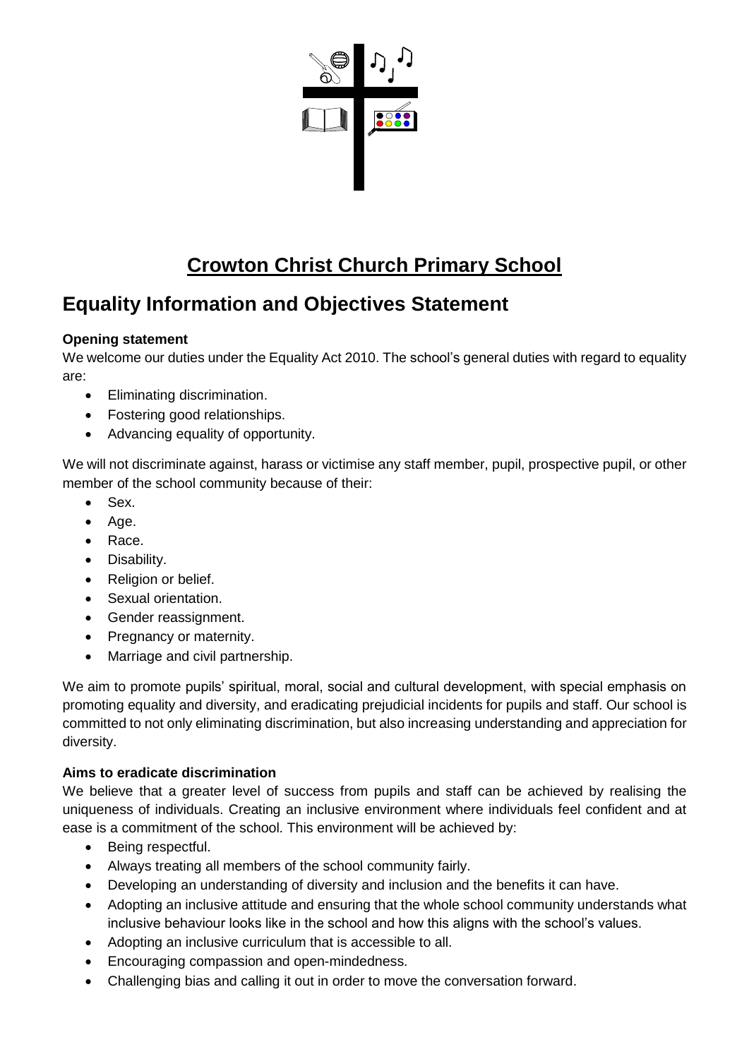# Crowton Christ Church Primary School

## Equality Information and Objectives Statement

**Opening statement**

We welcome our duties under the Equality Act 2010. The school's general duties with regard to equality are:

- Eliminating discrimination.
- Fostering good relationships.
- Advancing equality of opportunity.

We will not discriminate against, harass or victimise any staff member, pupil, prospective pupil, or other member of the school community because of their:

- Sex.
- Age.
- Race.
- Disability.
- Religion or belief.
- Sexual orientation.
- Gender reassignment.
- Pregnancy or maternity.
- Marriage and civil partnership.

We aim to promote pupils' spiritual, moral, social and cultural development, with special emphasis on promoting equality and diversity, and eradicating prejudicial incidents for pupils and staff. Our school is committed to not only eliminating discrimination, but also increasing understanding and appreciation for diversity.

**Aims to eradicate discrimination**

We believe that a greater level of success from pupils and staff can be achieved by realising the uniqueness of individuals. Creating an inclusive environment where individuals feel confident and at ease is a commitment of the school. This environment will be achieved by:

- Being respectful.
- Always treating all members of the school community fairly.
- Developing an understanding of diversity and inclusion and the benefits it can have.
- Adopting an inclusive attitude and ensuring that the whole school community understands what inclusive behaviour looks like in the school and how this aligns with the school's values.
- Adopting an inclusive curriculum that is accessible to all.
- Encouraging compassion and open-mindedness.
- Challenging bias and calling it out in order to move the conversation forward.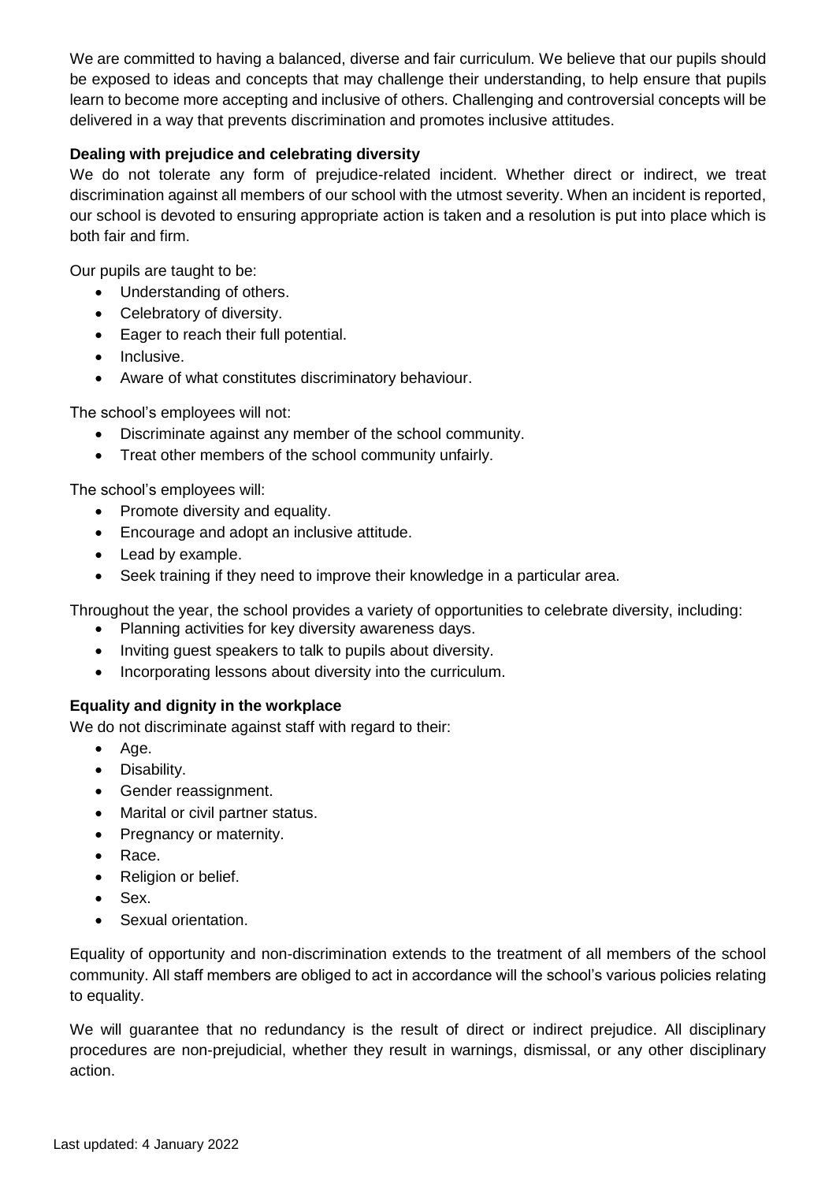We are committed to having a balanced, diverse and fair curriculum. We believe that our pupils should be exposed to ideas and concepts that may challenge their understanding, to help ensure that pupils learn to become more accepting and inclusive of others. Challenging and controversial concepts will be delivered in a way that prevents discrimination and promotes inclusive attitudes.

**Dealing with prejudice and celebrating diversity**

We do not tolerate any form of prejudice-related incident. Whether direct or indirect, we treat discrimination against all members of our school with the utmost severity. When an incident is reported, our school is devoted to ensuring appropriate action is taken and a resolution is put into place which is both fair and firm.

Our pupils are taught to be:

- Understanding of others.
- Celebratory of diversity.
- Eager to reach their full potential.
- Inclusive.
- Aware of what constitutes discriminatory behaviour.

The school's employees will not:

- Discriminate against any member of the school community.
- Treat other members of the school community unfairly.

The school's employees will:

- Promote diversity and equality.
- Encourage and adopt an inclusive attitude.
- Lead by example.
- Seek training if they need to improve their knowledge in a particular area.

Throughout the year, the school provides a variety of opportunities to celebrate diversity, including:

- Planning activities for key diversity awareness days.
- Inviting guest speakers to talk to pupils about diversity.
- Incorporating lessons about diversity into the curriculum.

**Equality and dignity in the workplace**

We do not discriminate against staff with regard to their:

- Age.
- Disability.
- Gender reassignment.
- Marital or civil partner status.
- Pregnancy or maternity.
- Race.
- Religion or belief.
- Sex.
- Sexual orientation.

Equality of opportunity and non-discrimination extends to the treatment of all members of the school community. All staff members are obliged to act in accordance will the school's various policies relating to equality.

We will guarantee that no redundancy is the result of direct or indirect prejudice. All disciplinary procedures are non-prejudicial, whether they result in warnings, dismissal, or any other disciplinary action.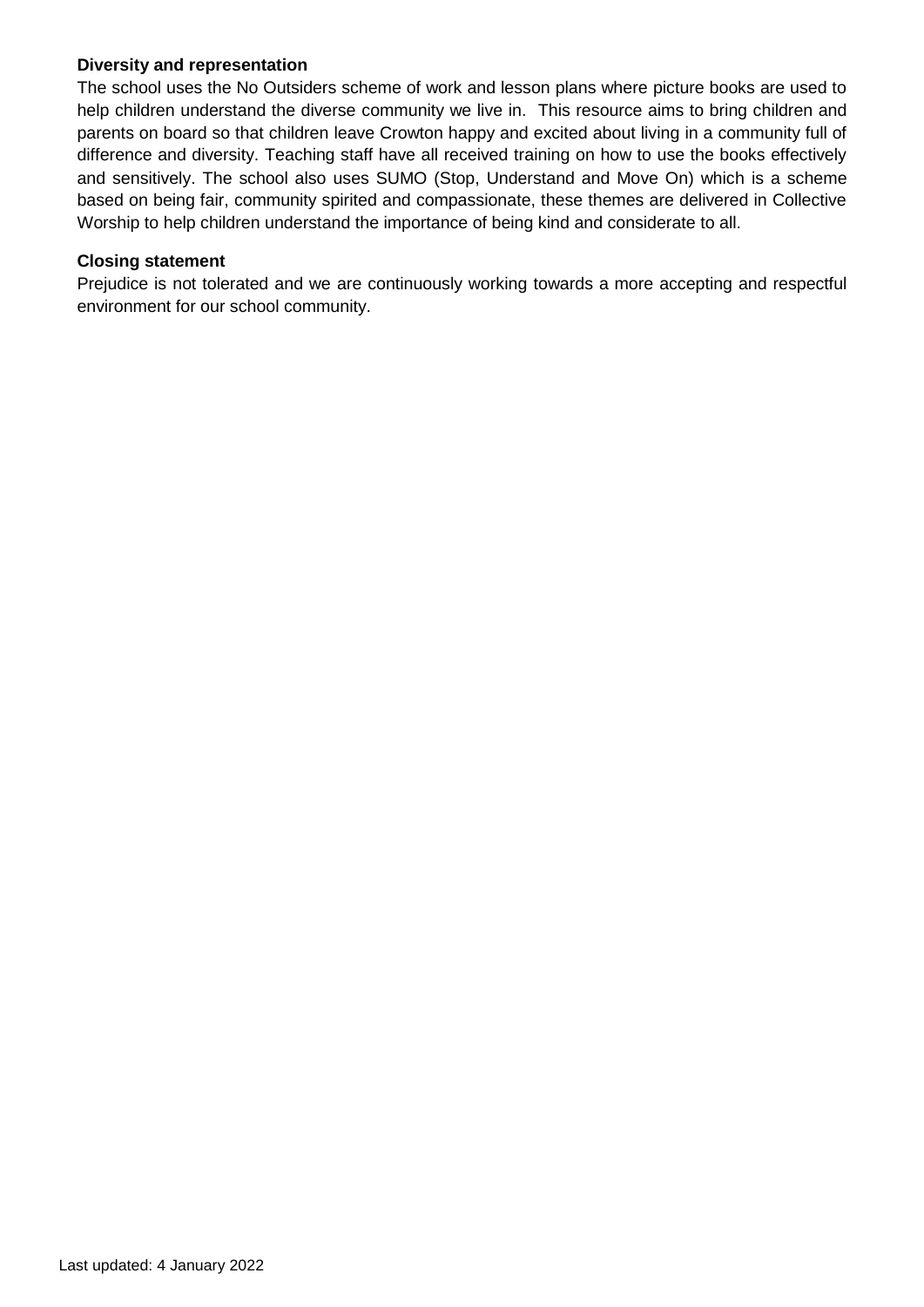**Diversity and representation**

The school uses the No Outsiders scheme of work and lesson plans where picture books are used to help children understand the diverse community we live in. This resource aims to bring children and parents on board so that children leave Crowton happy and excited about living in a community full of difference and diversity. Teaching staff have all received training on how to use the books effectively and sensitively. The school also uses SUMO (Stop, Understand and Move On) which is a scheme based on being fair, community spirited and compassionate, these themes are delivered in Collective Worship to help children understand the importance of being kind and considerate to all.

**Closing statement**

Prejudice is not tolerated and we are continuously working towards a more accepting and respectful environment for our school community.

Last updated: 4 January 2022